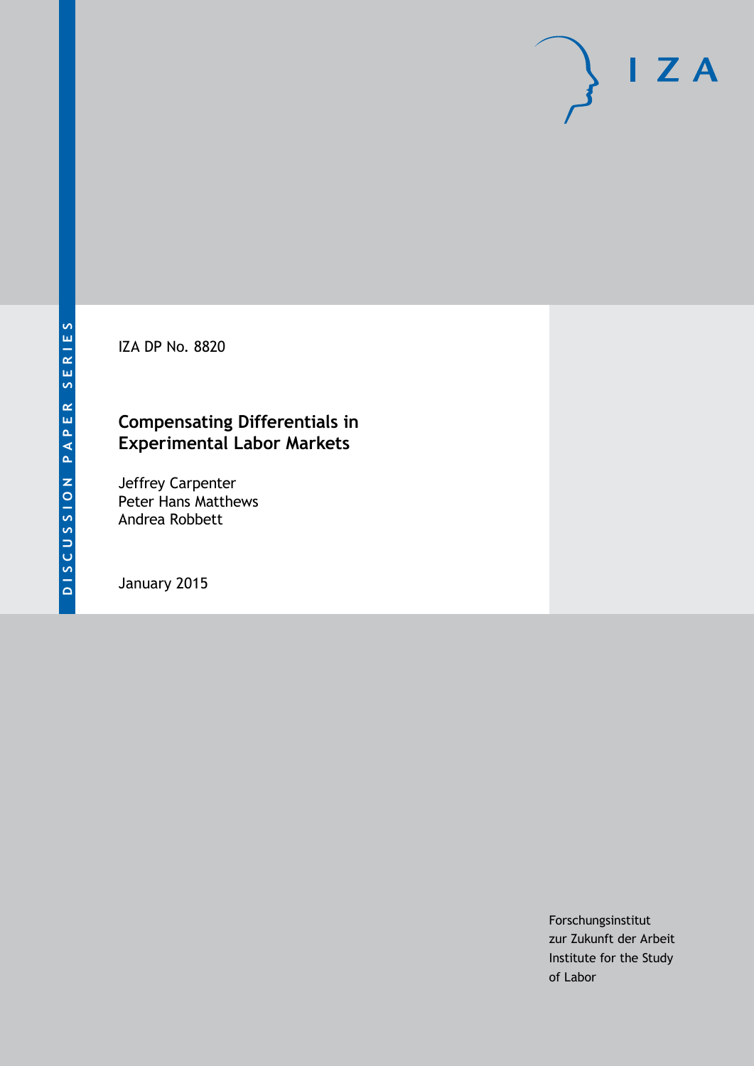DISCUSSION PAPER SERIES

IZA

IZA DP No. 8820

# Compensating Differentials in Experimental Labor Markets

Jeffrey Carpenter
Peter Hans Matthews
Andrea Robbett

January 2015

Forschungsinstitut
zur Zukunft der Arbeit
Institute for the Study
of Labor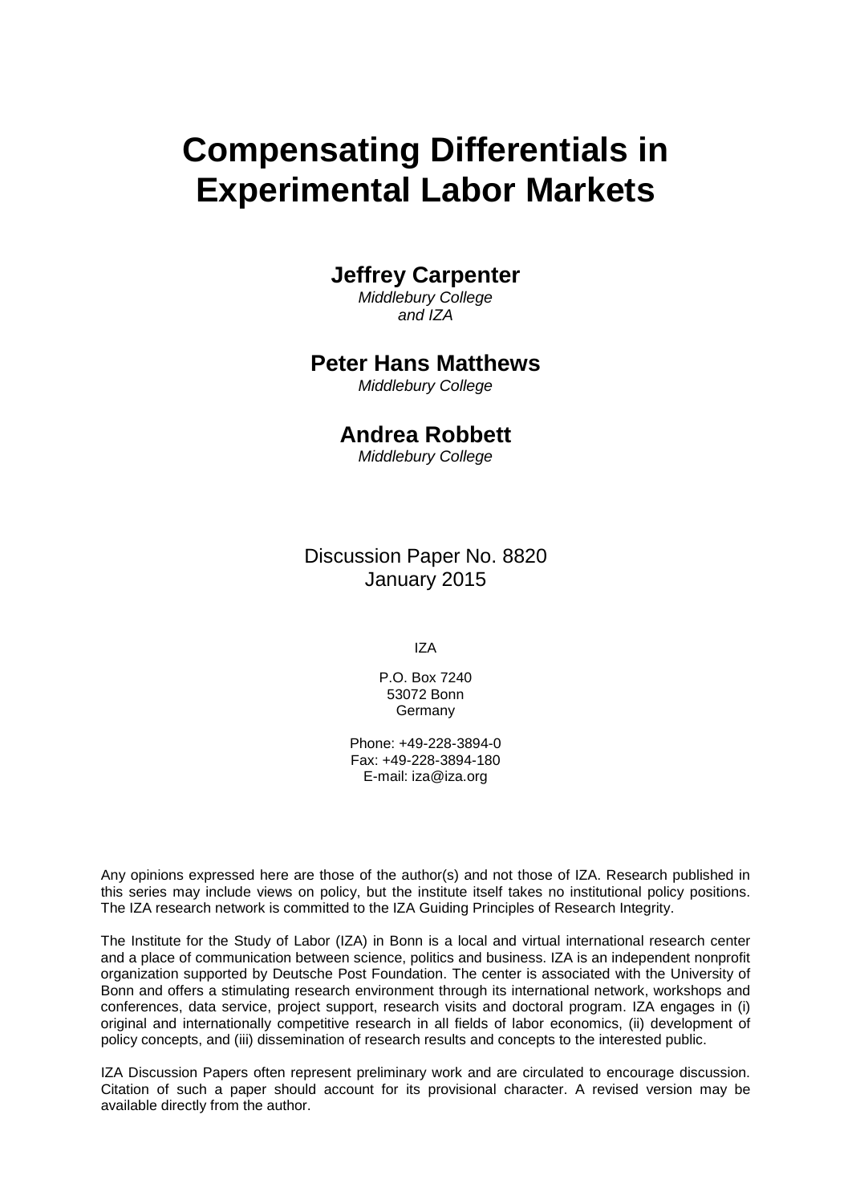# Compensating Differentials in Experimental Labor Markets

**Jeffrey Carpenter**
*Middlebury College*
*and IZA*

**Peter Hans Matthews**
*Middlebury College*

**Andrea Robbett**
*Middlebury College*

Discussion Paper No. 8820
January 2015

IZA

P.O. Box 7240
53072 Bonn
Germany

Phone: +49-228-3894-0
Fax: +49-228-3894-180
E-mail: iza@iza.org

Any opinions expressed here are those of the author(s) and not those of IZA. Research published in this series may include views on policy, but the institute itself takes no institutional policy positions. The IZA research network is committed to the IZA Guiding Principles of Research Integrity.

The Institute for the Study of Labor (IZA) in Bonn is a local and virtual international research center and a place of communication between science, politics and business. IZA is an independent nonprofit organization supported by Deutsche Post Foundation. The center is associated with the University of Bonn and offers a stimulating research environment through its international network, workshops and conferences, data service, project support, research visits and doctoral program. IZA engages in (i) original and internationally competitive research in all fields of labor economics, (ii) development of policy concepts, and (iii) dissemination of research results and concepts to the interested public.

IZA Discussion Papers often represent preliminary work and are circulated to encourage discussion. Citation of such a paper should account for its provisional character. A revised version may be available directly from the author.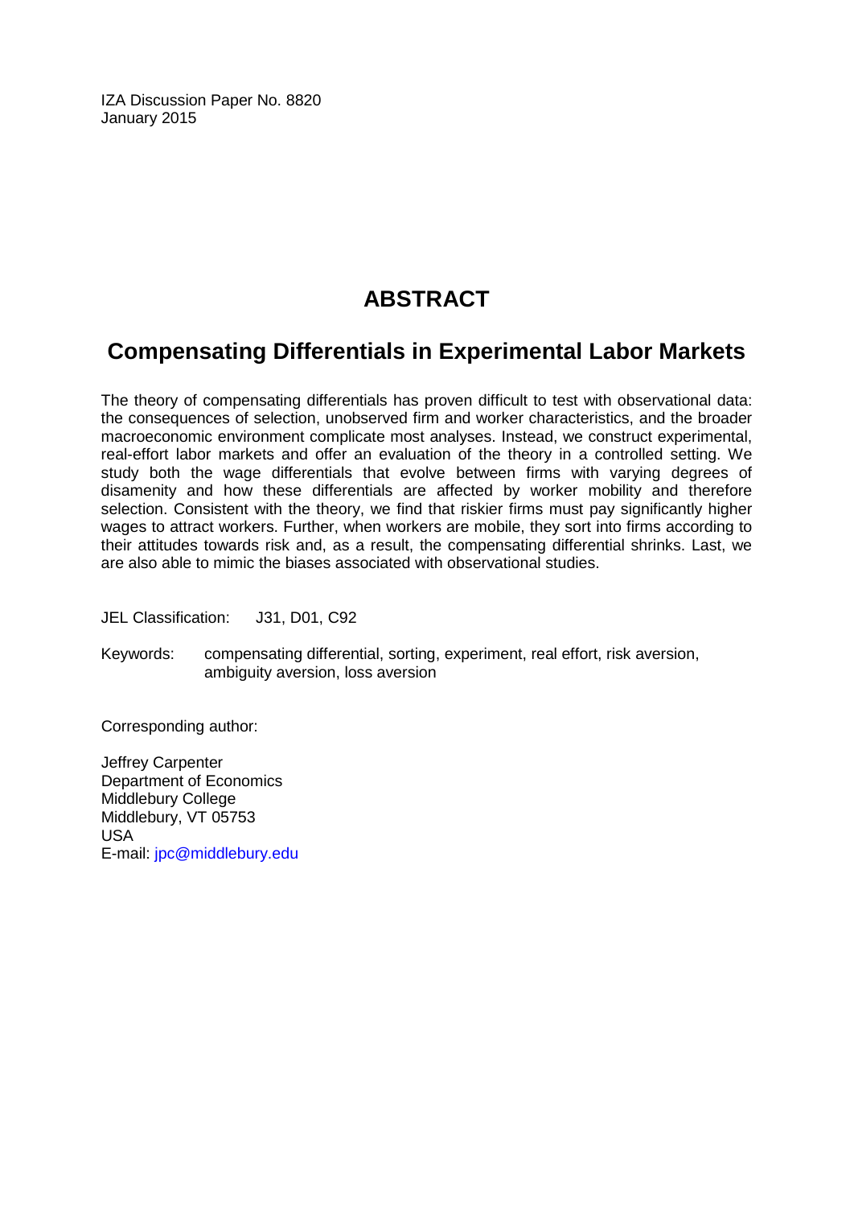IZA Discussion Paper No. 8820
January 2015

# ABSTRACT

## Compensating Differentials in Experimental Labor Markets

The theory of compensating differentials has proven difficult to test with observational data: the consequences of selection, unobserved firm and worker characteristics, and the broader macroeconomic environment complicate most analyses. Instead, we construct experimental, real-effort labor markets and offer an evaluation of the theory in a controlled setting. We study both the wage differentials that evolve between firms with varying degrees of disamenity and how these differentials are affected by worker mobility and therefore selection. Consistent with the theory, we find that riskier firms must pay significantly higher wages to attract workers. Further, when workers are mobile, they sort into firms according to their attitudes towards risk and, as a result, the compensating differential shrinks. Last, we are also able to mimic the biases associated with observational studies.

JEL Classification: J31, D01, C92

Keywords: compensating differential, sorting, experiment, real effort, risk aversion, ambiguity aversion, loss aversion

Corresponding author:

Jeffrey Carpenter
Department of Economics
Middlebury College
Middlebury, VT 05753
USA
E-mail: jpc@middlebury.edu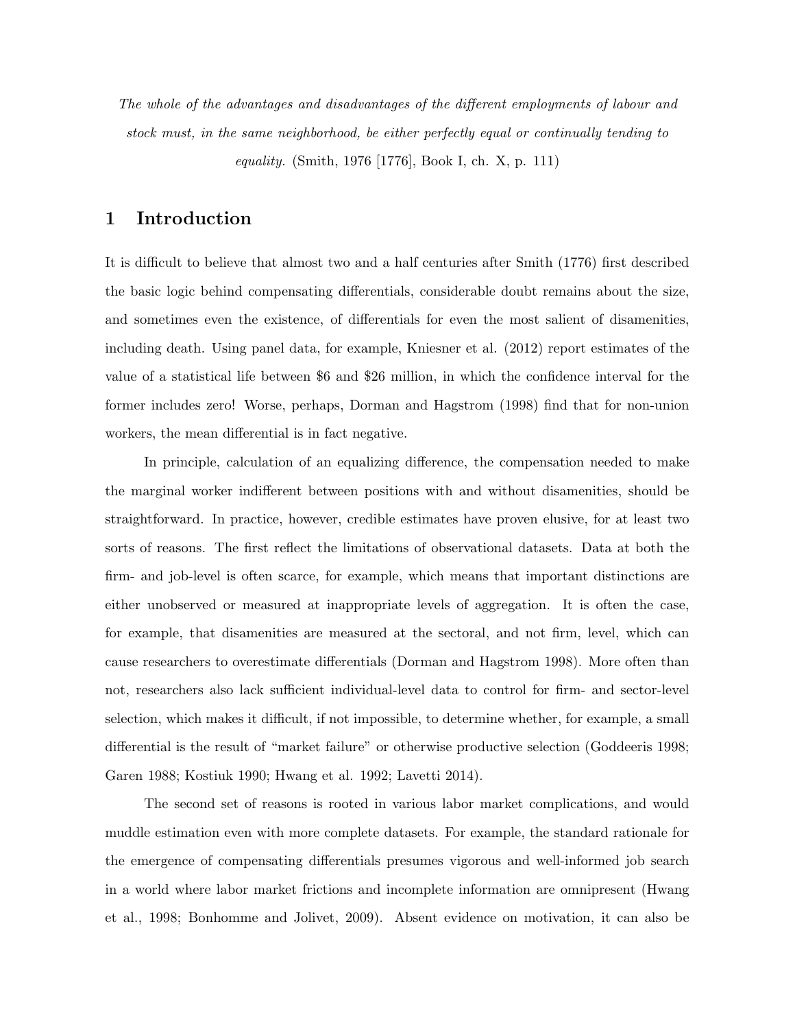*The whole of the advantages and disadvantages of the different employments of labour and stock must, in the same neighborhood, be either perfectly equal or continually tending to equality.* (Smith, 1976 [1776], Book I, ch. X, p. 111)

# 1 Introduction

It is difficult to believe that almost two and a half centuries after Smith (1776) first described the basic logic behind compensating differentials, considerable doubt remains about the size, and sometimes even the existence, of differentials for even the most salient of disamenities, including death. Using panel data, for example, Kniesner et al. (2012) report estimates of the value of a statistical life between \$6 and \$26 million, in which the confidence interval for the former includes zero! Worse, perhaps, Dorman and Hagstrom (1998) find that for non-union workers, the mean differential is in fact negative.

In principle, calculation of an equalizing difference, the compensation needed to make the marginal worker indifferent between positions with and without disamenities, should be straightforward. In practice, however, credible estimates have proven elusive, for at least two sorts of reasons. The first reflect the limitations of observational datasets. Data at both the firm- and job-level is often scarce, for example, which means that important distinctions are either unobserved or measured at inappropriate levels of aggregation. It is often the case, for example, that disamenities are measured at the sectoral, and not firm, level, which can cause researchers to overestimate differentials (Dorman and Hagstrom 1998). More often than not, researchers also lack sufficient individual-level data to control for firm- and sector-level selection, which makes it difficult, if not impossible, to determine whether, for example, a small differential is the result of "market failure" or otherwise productive selection (Goddeeris 1998; Garen 1988; Kostiuk 1990; Hwang et al. 1992; Lavetti 2014).

The second set of reasons is rooted in various labor market complications, and would muddle estimation even with more complete datasets. For example, the standard rationale for the emergence of compensating differentials presumes vigorous and well-informed job search in a world where labor market frictions and incomplete information are omnipresent (Hwang et al., 1998; Bonhomme and Jolivet, 2009). Absent evidence on motivation, it can also be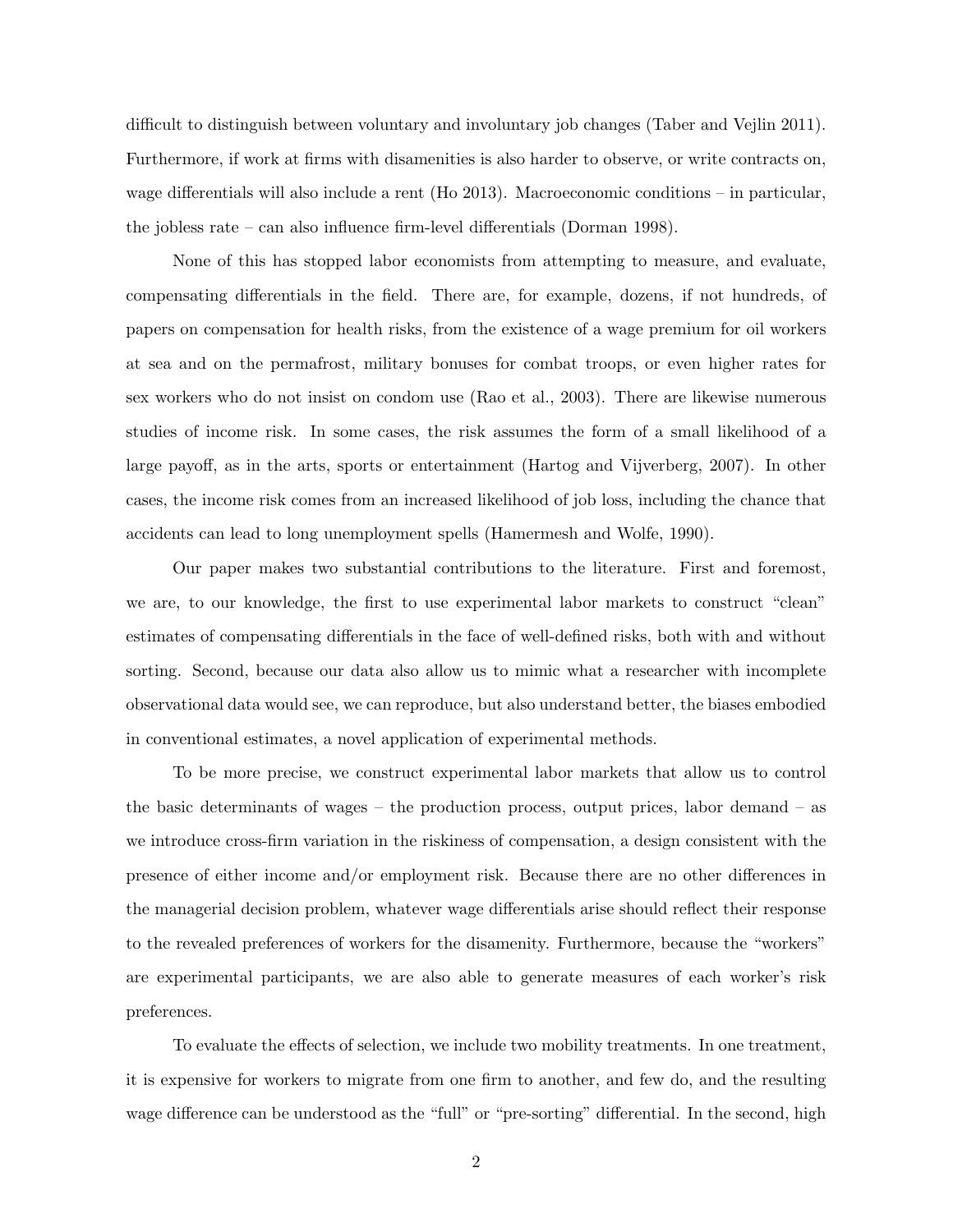difficult to distinguish between voluntary and involuntary job changes (Taber and Vejlin 2011). Furthermore, if work at firms with disamenities is also harder to observe, or write contracts on, wage differentials will also include a rent (Ho 2013). Macroeconomic conditions – in particular, the jobless rate – can also influence firm-level differentials (Dorman 1998).

None of this has stopped labor economists from attempting to measure, and evaluate, compensating differentials in the field. There are, for example, dozens, if not hundreds, of papers on compensation for health risks, from the existence of a wage premium for oil workers at sea and on the permafrost, military bonuses for combat troops, or even higher rates for sex workers who do not insist on condom use (Rao et al., 2003). There are likewise numerous studies of income risk. In some cases, the risk assumes the form of a small likelihood of a large payoff, as in the arts, sports or entertainment (Hartog and Vijverberg, 2007). In other cases, the income risk comes from an increased likelihood of job loss, including the chance that accidents can lead to long unemployment spells (Hamermesh and Wolfe, 1990).

Our paper makes two substantial contributions to the literature. First and foremost, we are, to our knowledge, the first to use experimental labor markets to construct "clean" estimates of compensating differentials in the face of well-defined risks, both with and without sorting. Second, because our data also allow us to mimic what a researcher with incomplete observational data would see, we can reproduce, but also understand better, the biases embodied in conventional estimates, a novel application of experimental methods.

To be more precise, we construct experimental labor markets that allow us to control the basic determinants of wages – the production process, output prices, labor demand – as we introduce cross-firm variation in the riskiness of compensation, a design consistent with the presence of either income and/or employment risk. Because there are no other differences in the managerial decision problem, whatever wage differentials arise should reflect their response to the revealed preferences of workers for the disamenity. Furthermore, because the "workers" are experimental participants, we are also able to generate measures of each worker's risk preferences.

To evaluate the effects of selection, we include two mobility treatments. In one treatment, it is expensive for workers to migrate from one firm to another, and few do, and the resulting wage difference can be understood as the "full" or "pre-sorting" differential. In the second, high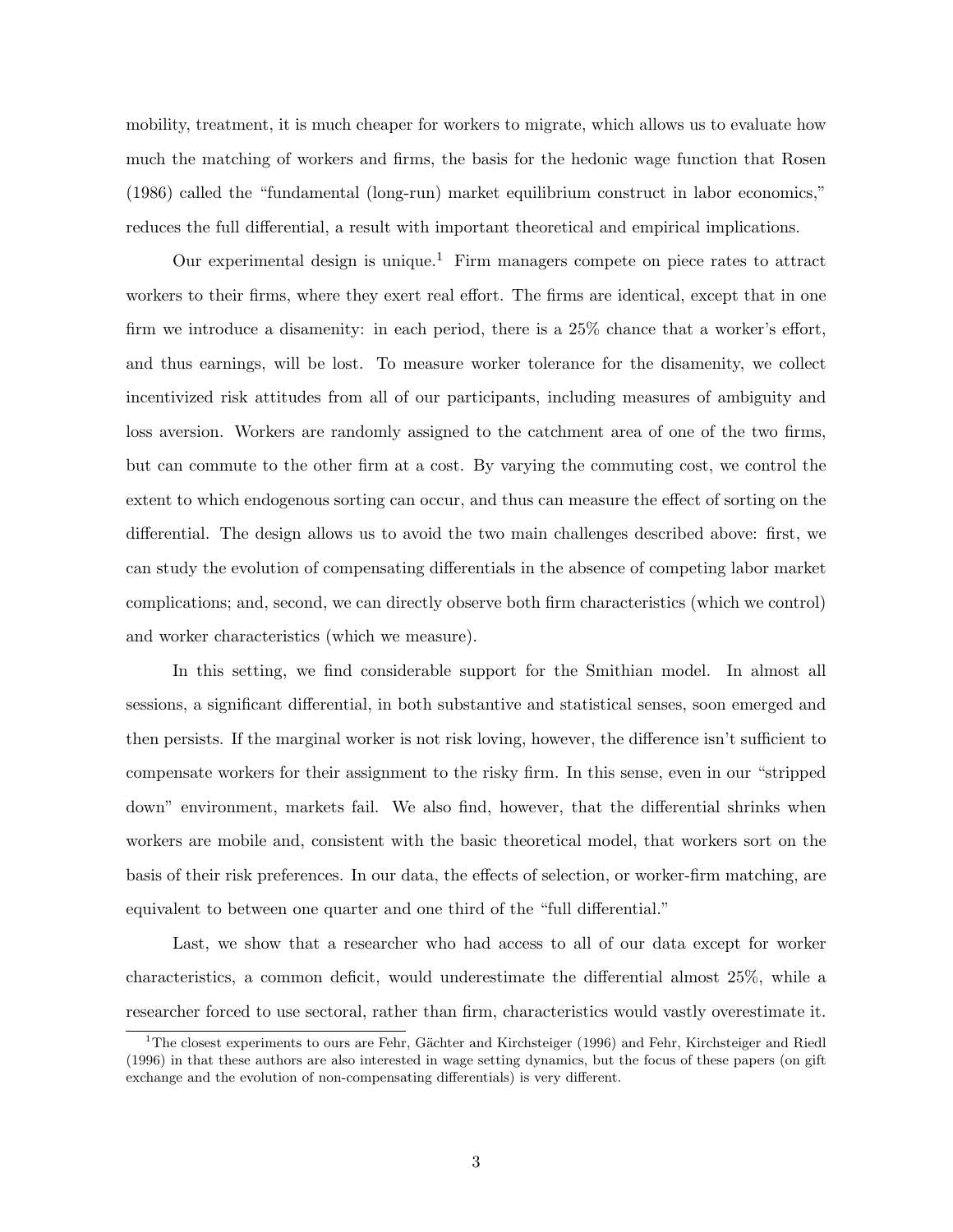mobility, treatment, it is much cheaper for workers to migrate, which allows us to evaluate how much the matching of workers and firms, the basis for the hedonic wage function that Rosen (1986) called the "fundamental (long-run) market equilibrium construct in labor economics," reduces the full differential, a result with important theoretical and empirical implications.

Our experimental design is unique.[1] Firm managers compete on piece rates to attract workers to their firms, where they exert real effort. The firms are identical, except that in one firm we introduce a disamenity: in each period, there is a 25% chance that a worker's effort, and thus earnings, will be lost. To measure worker tolerance for the disamenity, we collect incentivized risk attitudes from all of our participants, including measures of ambiguity and loss aversion. Workers are randomly assigned to the catchment area of one of the two firms, but can commute to the other firm at a cost. By varying the commuting cost, we control the extent to which endogenous sorting can occur, and thus can measure the effect of sorting on the differential. The design allows us to avoid the two main challenges described above: first, we can study the evolution of compensating differentials in the absence of competing labor market complications; and, second, we can directly observe both firm characteristics (which we control) and worker characteristics (which we measure).

In this setting, we find considerable support for the Smithian model. In almost all sessions, a significant differential, in both substantive and statistical senses, soon emerged and then persists. If the marginal worker is not risk loving, however, the difference isn't sufficient to compensate workers for their assignment to the risky firm. In this sense, even in our "stripped down" environment, markets fail. We also find, however, that the differential shrinks when workers are mobile and, consistent with the basic theoretical model, that workers sort on the basis of their risk preferences. In our data, the effects of selection, or worker-firm matching, are equivalent to between one quarter and one third of the "full differential."

Last, we show that a researcher who had access to all of our data except for worker characteristics, a common deficit, would underestimate the differential almost 25%, while a researcher forced to use sectoral, rather than firm, characteristics would vastly overestimate it.

[1] The closest experiments to ours are Fehr, Gächter and Kirchsteiger (1996) and Fehr, Kirchsteiger and Riedl (1996) in that these authors are also interested in wage setting dynamics, but the focus of these papers (on gift exchange and the evolution of non-compensating differentials) is very different.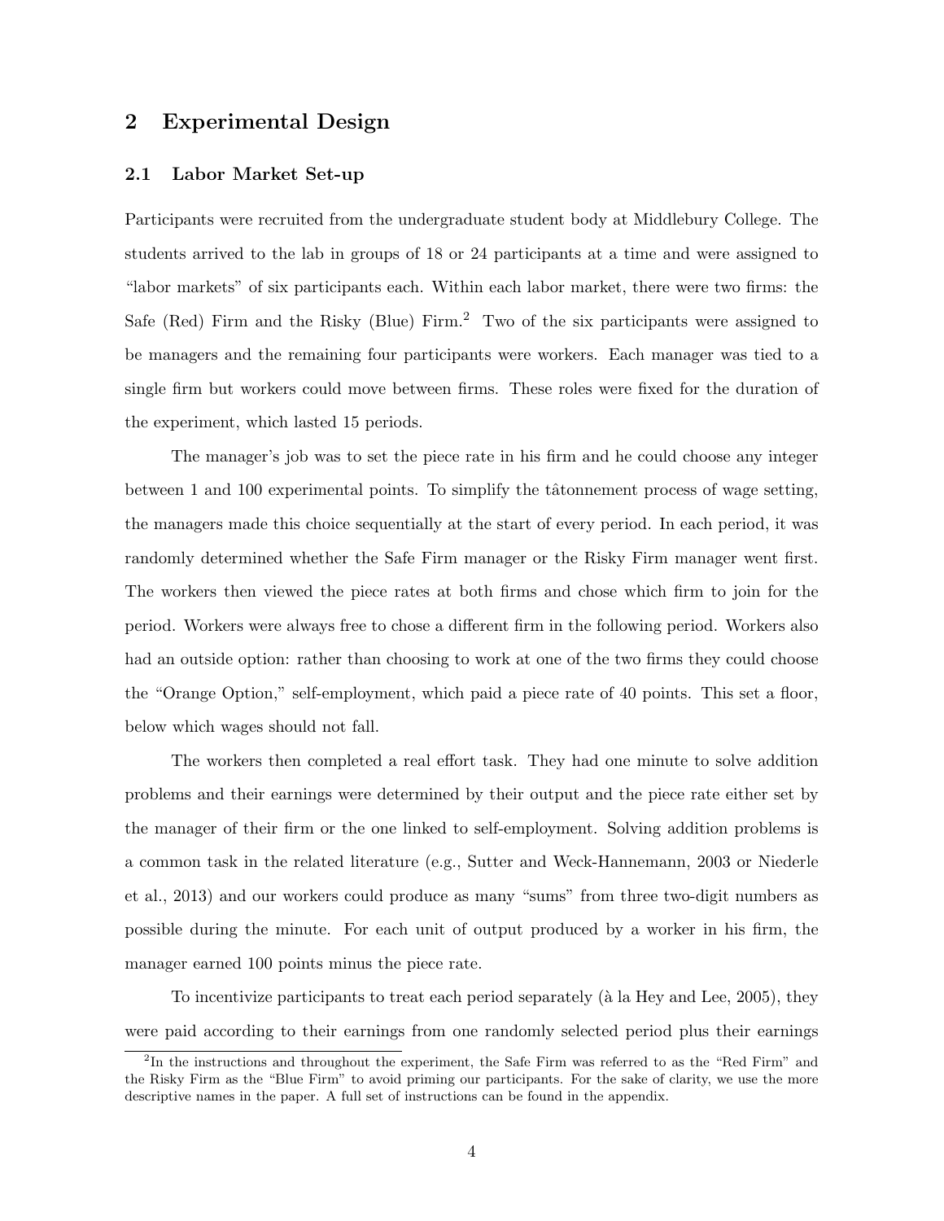## 2 Experimental Design

### 2.1 Labor Market Set-up

Participants were recruited from the undergraduate student body at Middlebury College. The students arrived to the lab in groups of 18 or 24 participants at a time and were assigned to "labor markets" of six participants each. Within each labor market, there were two firms: the Safe (Red) Firm and the Risky (Blue) Firm.[2] Two of the six participants were assigned to be managers and the remaining four participants were workers. Each manager was tied to a single firm but workers could move between firms. These roles were fixed for the duration of the experiment, which lasted 15 periods.

The manager's job was to set the piece rate in his firm and he could choose any integer between 1 and 100 experimental points. To simplify the tâtonnement process of wage setting, the managers made this choice sequentially at the start of every period. In each period, it was randomly determined whether the Safe Firm manager or the Risky Firm manager went first. The workers then viewed the piece rates at both firms and chose which firm to join for the period. Workers were always free to chose a different firm in the following period. Workers also had an outside option: rather than choosing to work at one of the two firms they could choose the "Orange Option," self-employment, which paid a piece rate of 40 points. This set a floor, below which wages should not fall.

The workers then completed a real effort task. They had one minute to solve addition problems and their earnings were determined by their output and the piece rate either set by the manager of their firm or the one linked to self-employment. Solving addition problems is a common task in the related literature (e.g., Sutter and Weck-Hannemann, 2003 or Niederle et al., 2013) and our workers could produce as many "sums" from three two-digit numbers as possible during the minute. For each unit of output produced by a worker in his firm, the manager earned 100 points minus the piece rate.

To incentivize participants to treat each period separately (à la Hey and Lee, 2005), they were paid according to their earnings from one randomly selected period plus their earnings

[2] In the instructions and throughout the experiment, the Safe Firm was referred to as the "Red Firm" and the Risky Firm as the "Blue Firm" to avoid priming our participants. For the sake of clarity, we use the more descriptive names in the paper. A full set of instructions can be found in the appendix.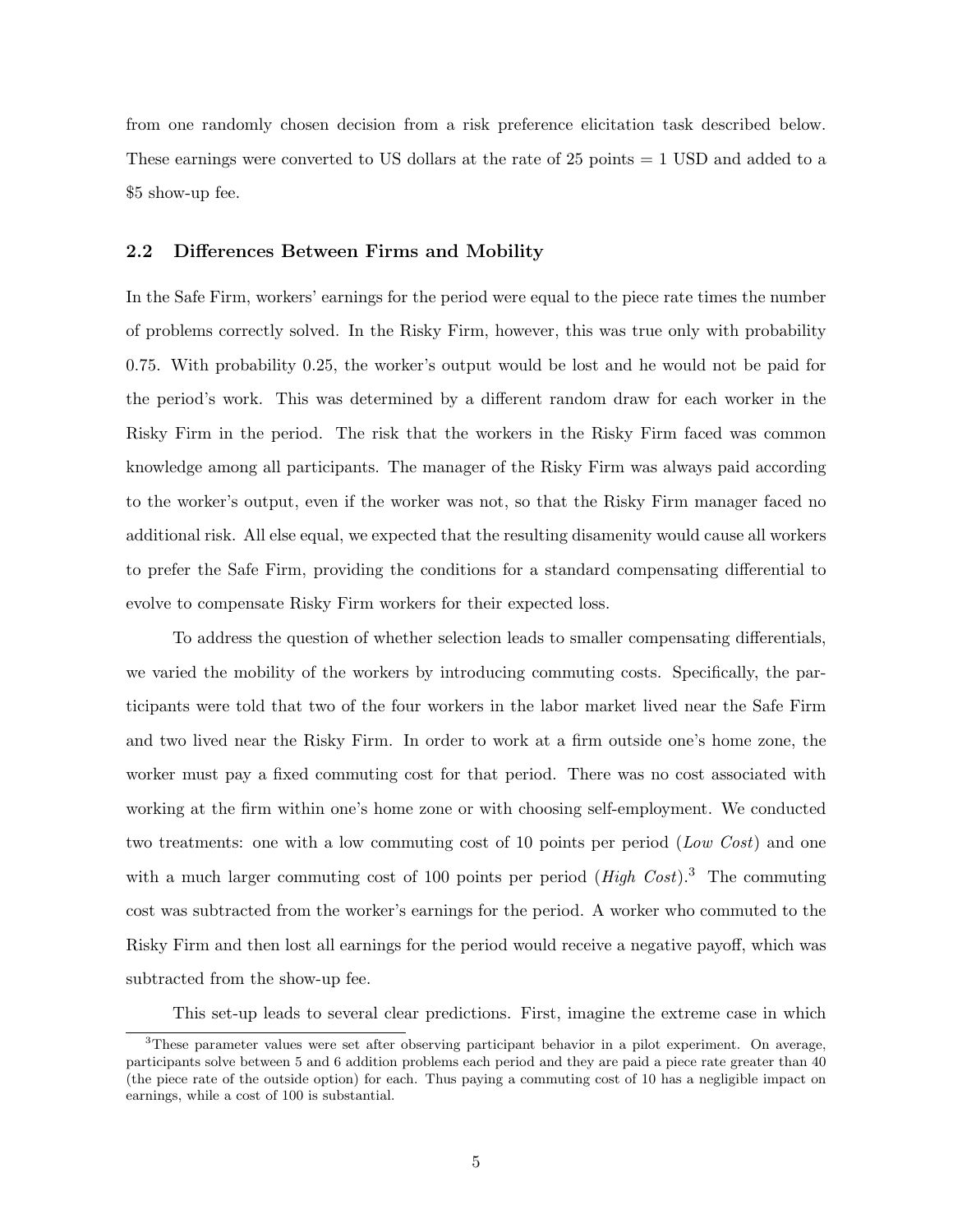from one randomly chosen decision from a risk preference elicitation task described below. These earnings were converted to US dollars at the rate of 25 points = 1 USD and added to a $5 show-up fee.

### 2.2 Differences Between Firms and Mobility

In the Safe Firm, workers' earnings for the period were equal to the piece rate times the number of problems correctly solved. In the Risky Firm, however, this was true only with probability 0.75. With probability 0.25, the worker's output would be lost and he would not be paid for the period's work. This was determined by a different random draw for each worker in the Risky Firm in the period. The risk that the workers in the Risky Firm faced was common knowledge among all participants. The manager of the Risky Firm was always paid according to the worker's output, even if the worker was not, so that the Risky Firm manager faced no additional risk. All else equal, we expected that the resulting disamenity would cause all workers to prefer the Safe Firm, providing the conditions for a standard compensating differential to evolve to compensate Risky Firm workers for their expected loss.

To address the question of whether selection leads to smaller compensating differentials, we varied the mobility of the workers by introducing commuting costs. Specifically, the participants were told that two of the four workers in the labor market lived near the Safe Firm and two lived near the Risky Firm. In order to work at a firm outside one's home zone, the worker must pay a fixed commuting cost for that period. There was no cost associated with working at the firm within one's home zone or with choosing self-employment. We conducted two treatments: one with a low commuting cost of 10 points per period (*Low Cost*) and one with a much larger commuting cost of 100 points per period (*High Cost*).[3] The commuting cost was subtracted from the worker's earnings for the period. A worker who commuted to the Risky Firm and then lost all earnings for the period would receive a negative payoff, which was subtracted from the show-up fee.

This set-up leads to several clear predictions. First, imagine the extreme case in which

[3] These parameter values were set after observing participant behavior in a pilot experiment. On average, participants solve between 5 and 6 addition problems each period and they are paid a piece rate greater than 40 (the piece rate of the outside option) for each. Thus paying a commuting cost of 10 has a negligible impact on earnings, while a cost of 100 is substantial.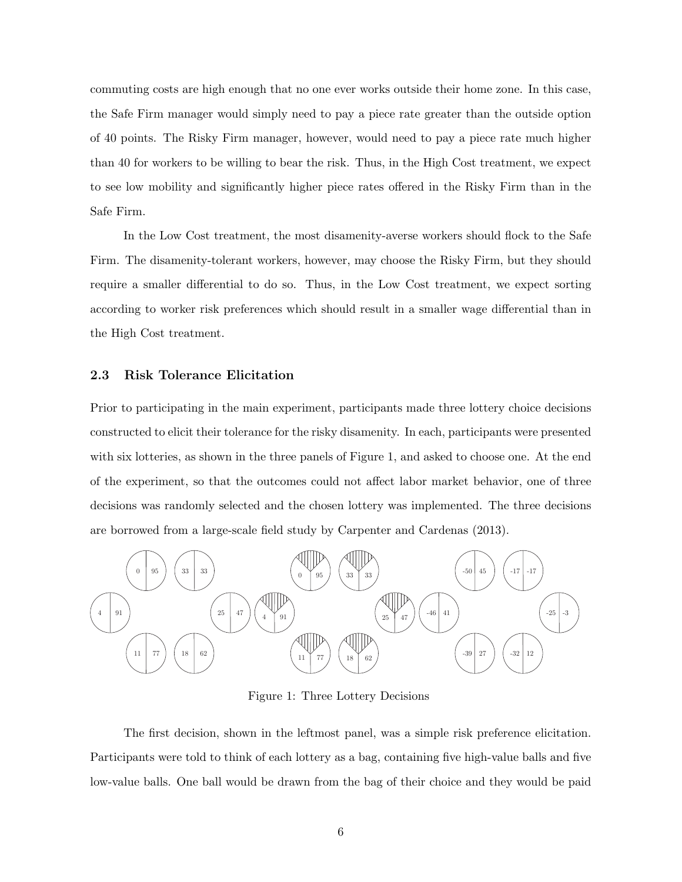commuting costs are high enough that no one ever works outside their home zone. In this case, the Safe Firm manager would simply need to pay a piece rate greater than the outside option of 40 points. The Risky Firm manager, however, would need to pay a piece rate much higher than 40 for workers to be willing to bear the risk. Thus, in the High Cost treatment, we expect to see low mobility and significantly higher piece rates offered in the Risky Firm than in the Safe Firm.

In the Low Cost treatment, the most disamenity-averse workers should flock to the Safe Firm. The disamenity-tolerant workers, however, may choose the Risky Firm, but they should require a smaller differential to do so. Thus, in the Low Cost treatment, we expect sorting according to worker risk preferences which should result in a smaller wage differential than in the High Cost treatment.

### 2.3 Risk Tolerance Elicitation

Prior to participating in the main experiment, participants made three lottery choice decisions constructed to elicit their tolerance for the risky disamenity. In each, participants were presented with six lotteries, as shown in the three panels of Figure 1, and asked to choose one. At the end of the experiment, so that the outcomes could not affect labor market behavior, one of three decisions was randomly selected and the chosen lottery was implemented. The three decisions are borrowed from a large-scale field study by Carpenter and Cardenas (2013).

0 95
33 33
4 91
25 47
11 77
18 62

0 95
33 33
4 91
25 47
11 77
18 62

-50 45
-17 -17
-46 41
-25 -3
-39 27
-32 12

Figure 1: Three Lottery Decisions

The first decision, shown in the leftmost panel, was a simple risk preference elicitation. Participants were told to think of each lottery as a bag, containing five high-value balls and five low-value balls. One ball would be drawn from the bag of their choice and they would be paid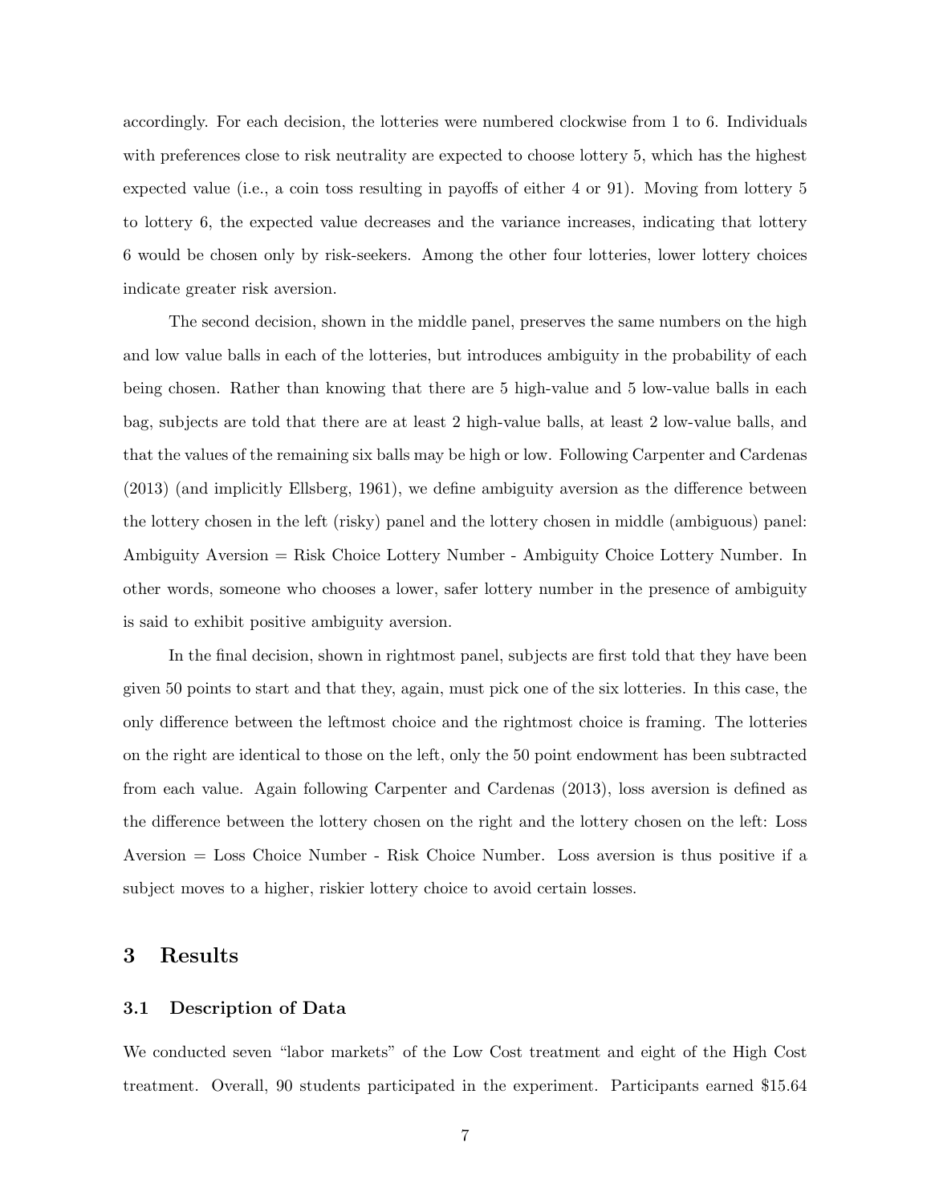accordingly. For each decision, the lotteries were numbered clockwise from 1 to 6. Individuals with preferences close to risk neutrality are expected to choose lottery 5, which has the highest expected value (i.e., a coin toss resulting in payoffs of either 4 or 91). Moving from lottery 5 to lottery 6, the expected value decreases and the variance increases, indicating that lottery 6 would be chosen only by risk-seekers. Among the other four lotteries, lower lottery choices indicate greater risk aversion.

The second decision, shown in the middle panel, preserves the same numbers on the high and low value balls in each of the lotteries, but introduces ambiguity in the probability of each being chosen. Rather than knowing that there are 5 high-value and 5 low-value balls in each bag, subjects are told that there are at least 2 high-value balls, at least 2 low-value balls, and that the values of the remaining six balls may be high or low. Following Carpenter and Cardenas (2013) (and implicitly Ellsberg, 1961), we define ambiguity aversion as the difference between the lottery chosen in the left (risky) panel and the lottery chosen in middle (ambiguous) panel: Ambiguity Aversion = Risk Choice Lottery Number - Ambiguity Choice Lottery Number. In other words, someone who chooses a lower, safer lottery number in the presence of ambiguity is said to exhibit positive ambiguity aversion.

In the final decision, shown in rightmost panel, subjects are first told that they have been given 50 points to start and that they, again, must pick one of the six lotteries. In this case, the only difference between the leftmost choice and the rightmost choice is framing. The lotteries on the right are identical to those on the left, only the 50 point endowment has been subtracted from each value. Again following Carpenter and Cardenas (2013), loss aversion is defined as the difference between the lottery chosen on the right and the lottery chosen on the left: Loss Aversion = Loss Choice Number - Risk Choice Number. Loss aversion is thus positive if a subject moves to a higher, riskier lottery choice to avoid certain losses.

# 3 Results

## 3.1 Description of Data

We conducted seven "labor markets" of the Low Cost treatment and eight of the High Cost treatment. Overall, 90 students participated in the experiment. Participants earned $15.64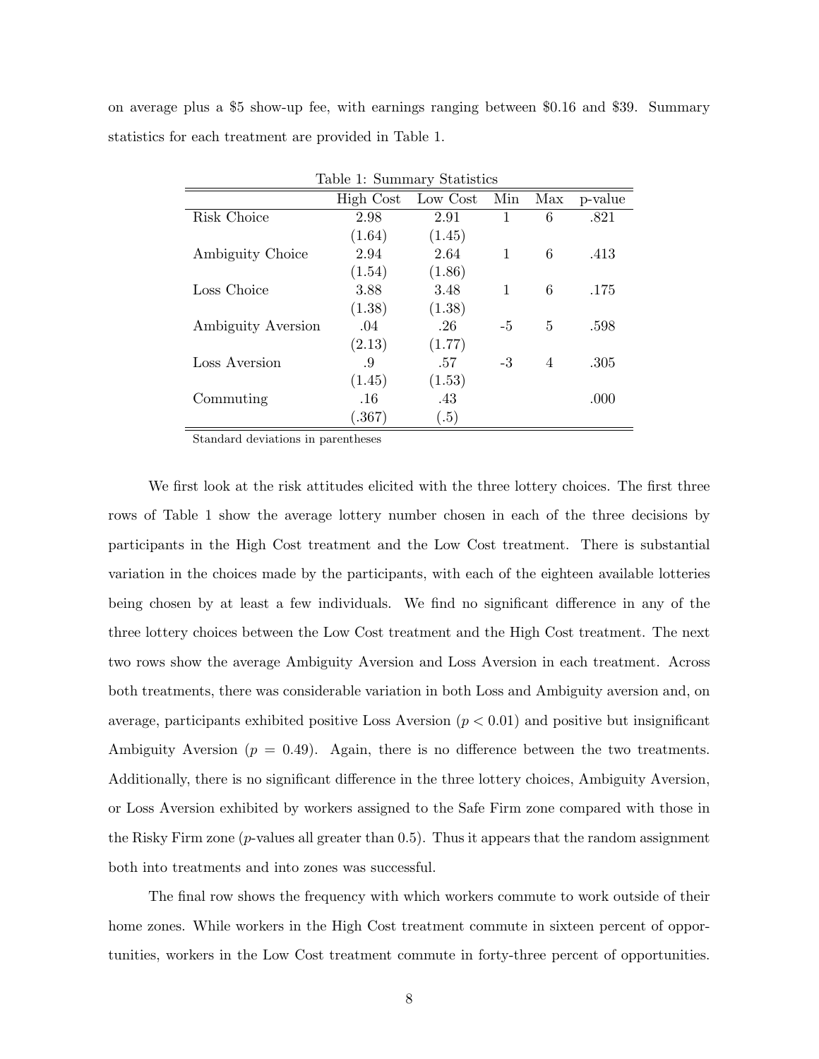on average plus a \$5 show-up fee, with earnings ranging between \$0.16 and \$39. Summary statistics for each treatment are provided in Table 1.

Table 1: Summary Statistics

| | High Cost | Low Cost | Min | Max | p-value |
|---|---|---|---|---|---|
| Risk Choice | 2.98 | 2.91 | 1 | 6 | .821 |
| | (1.64) | (1.45) | | | |
| Ambiguity Choice | 2.94 | 2.64 | 1 | 6 | .413 |
| | (1.54) | (1.86) | | | |
| Loss Choice | 3.88 | 3.48 | 1 | 6 | .175 |
| | (1.38) | (1.38) | | | |
| Ambiguity Aversion | .04 | .26 | -5 | 5 | .598 |
| | (2.13) | (1.77) | | | |
| Loss Aversion | .9 | .57 | -3 | 4 | .305 |
| | (1.45) | (1.53) | | | |
| Commuting | .16 | .43 | | | .000 |
| | (.367) | (.5) | | | |

Standard deviations in parentheses

We first look at the risk attitudes elicited with the three lottery choices. The first three rows of Table 1 show the average lottery number chosen in each of the three decisions by participants in the High Cost treatment and the Low Cost treatment. There is substantial variation in the choices made by the participants, with each of the eighteen available lotteries being chosen by at least a few individuals. We find no significant difference in any of the three lottery choices between the Low Cost treatment and the High Cost treatment. The next two rows show the average Ambiguity Aversion and Loss Aversion in each treatment. Across both treatments, there was considerable variation in both Loss and Ambiguity aversion and, on average, participants exhibited positive Loss Aversion ($p < 0.01$) and positive but insignificant Ambiguity Aversion ($p = 0.49$). Again, there is no difference between the two treatments. Additionally, there is no significant difference in the three lottery choices, Ambiguity Aversion, or Loss Aversion exhibited by workers assigned to the Safe Firm zone compared with those in the Risky Firm zone ($p$-values all greater than 0.5). Thus it appears that the random assignment both into treatments and into zones was successful.

The final row shows the frequency with which workers commute to work outside of their home zones. While workers in the High Cost treatment commute in sixteen percent of opportunities, workers in the Low Cost treatment commute in forty-three percent of opportunities.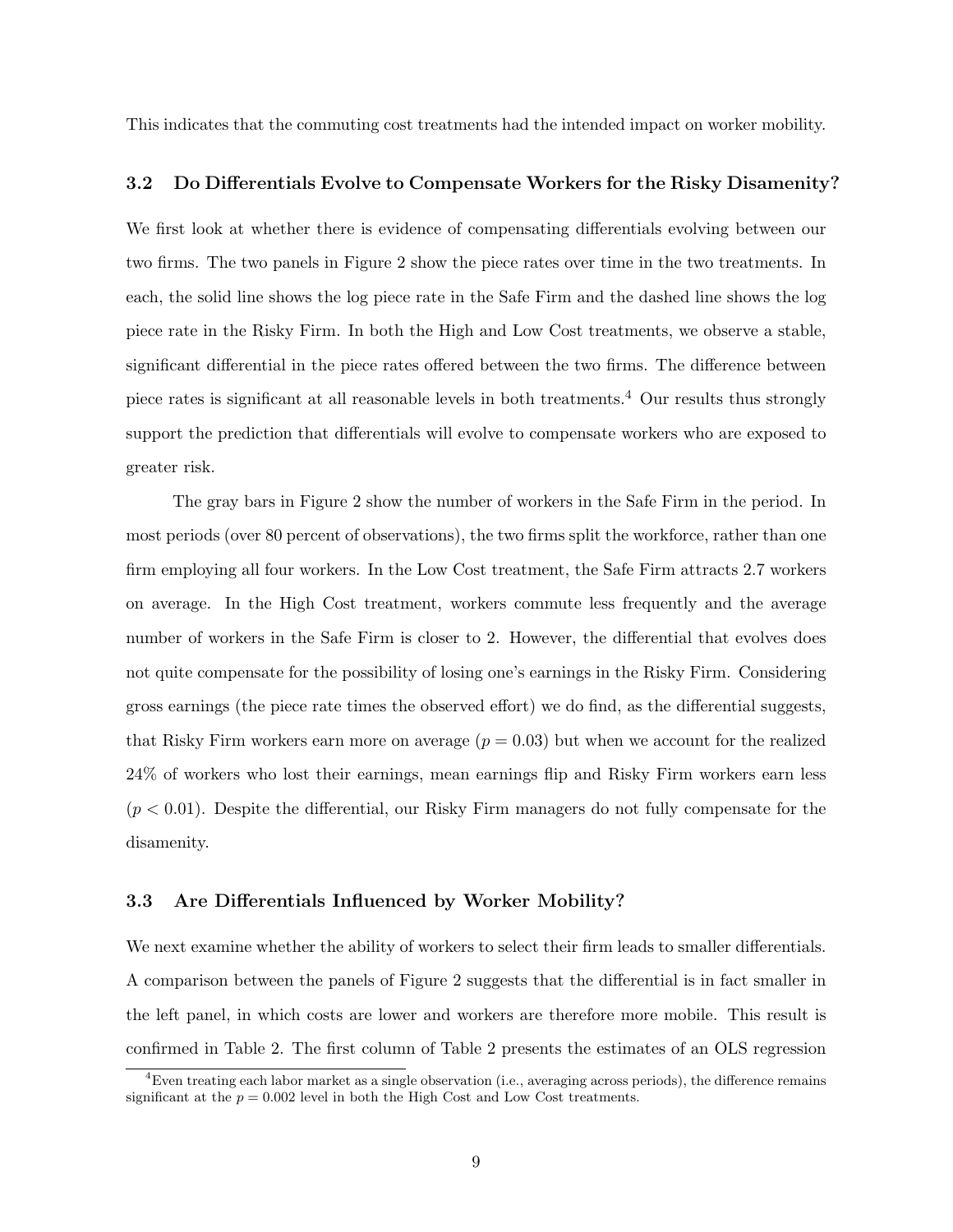This indicates that the commuting cost treatments had the intended impact on worker mobility.

### 3.2 Do Differentials Evolve to Compensate Workers for the Risky Disamenity?

We first look at whether there is evidence of compensating differentials evolving between our two firms. The two panels in Figure 2 show the piece rates over time in the two treatments. In each, the solid line shows the log piece rate in the Safe Firm and the dashed line shows the log piece rate in the Risky Firm. In both the High and Low Cost treatments, we observe a stable, significant differential in the piece rates offered between the two firms. The difference between piece rates is significant at all reasonable levels in both treatments.[4] Our results thus strongly support the prediction that differentials will evolve to compensate workers who are exposed to greater risk.

The gray bars in Figure 2 show the number of workers in the Safe Firm in the period. In most periods (over 80 percent of observations), the two firms split the workforce, rather than one firm employing all four workers. In the Low Cost treatment, the Safe Firm attracts 2.7 workers on average. In the High Cost treatment, workers commute less frequently and the average number of workers in the Safe Firm is closer to 2. However, the differential that evolves does not quite compensate for the possibility of losing one's earnings in the Risky Firm. Considering gross earnings (the piece rate times the observed effort) we do find, as the differential suggests, that Risky Firm workers earn more on average ($p = 0.03$) but when we account for the realized 24% of workers who lost their earnings, mean earnings flip and Risky Firm workers earn less ($p < 0.01$). Despite the differential, our Risky Firm managers do not fully compensate for the disamenity.

### 3.3 Are Differentials Influenced by Worker Mobility?

We next examine whether the ability of workers to select their firm leads to smaller differentials. A comparison between the panels of Figure 2 suggests that the differential is in fact smaller in the left panel, in which costs are lower and workers are therefore more mobile. This result is confirmed in Table 2. The first column of Table 2 presents the estimates of an OLS regression

[4] Even treating each labor market as a single observation (i.e., averaging across periods), the difference remains significant at the $p = 0.002$ level in both the High Cost and Low Cost treatments.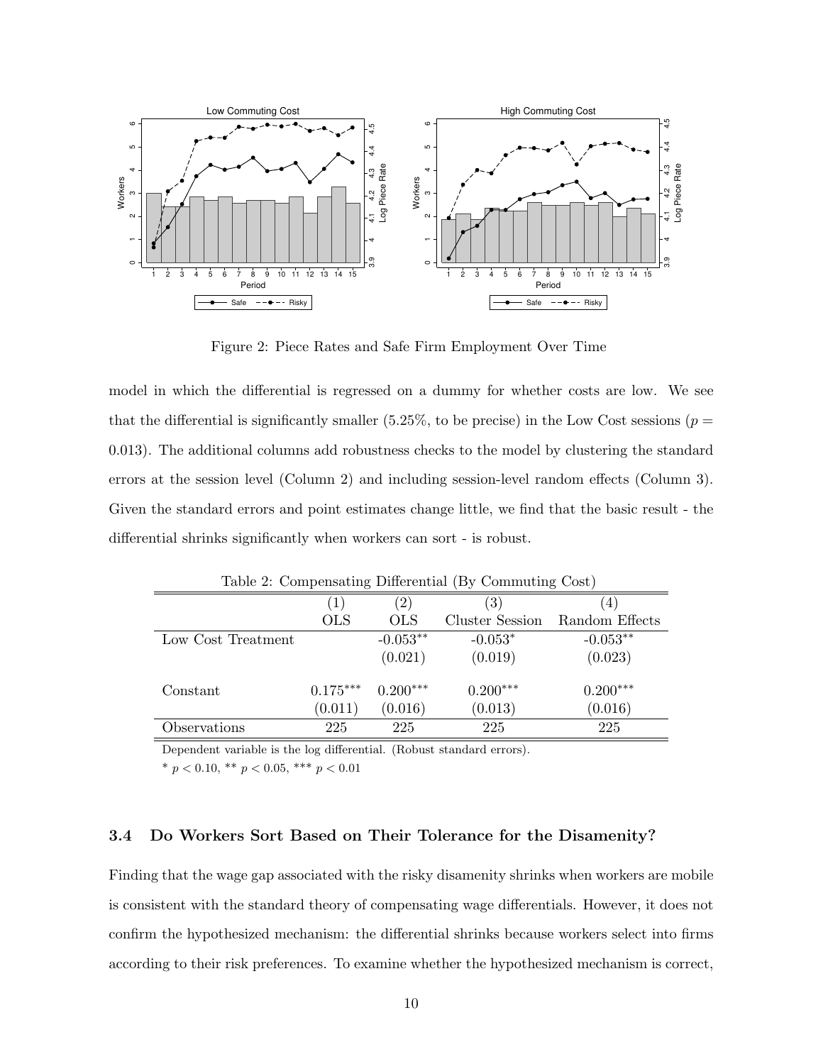Low Commuting Cost

Workers

Log Piece Rate

Period

Safe Risky

High Commuting Cost

Workers

Log Piece Rate

Period

Safe Risky

Figure 2: Piece Rates and Safe Firm Employment Over Time

model in which the differential is regressed on a dummy for whether costs are low. We see that the differential is significantly smaller (5.25%, to be precise) in the Low Cost sessions ($p = 0.013$). The additional columns add robustness checks to the model by clustering the standard errors at the session level (Column 2) and including session-level random effects (Column 3). Given the standard errors and point estimates change little, we find that the basic result - the differential shrinks significantly when workers can sort - is robust.

Table 2: Compensating Differential (By Commuting Cost)

| | (1) | (2) | (3) | (4) |
|---|---|---|---|---|
| | OLS | OLS | Cluster Session | Random Effects |
| Low Cost Treatment | | -0.053** | -0.053* | -0.053** |
| | | (0.021) | (0.019) | (0.023) |
| Constant | 0.175*** | 0.200*** | 0.200*** | 0.200*** |
| | (0.011) | (0.016) | (0.013) | (0.016) |
| Observations | 225 | 225 | 225 | 225 |

Dependent variable is the log differential. (Robust standard errors).

* $p < 0.10$, ** $p < 0.05$, *** $p < 0.01$

### 3.4 Do Workers Sort Based on Their Tolerance for the Disamenity?

Finding that the wage gap associated with the risky disamenity shrinks when workers are mobile is consistent with the standard theory of compensating wage differentials. However, it does not confirm the hypothesized mechanism: the differential shrinks because workers select into firms according to their risk preferences. To examine whether the hypothesized mechanism is correct,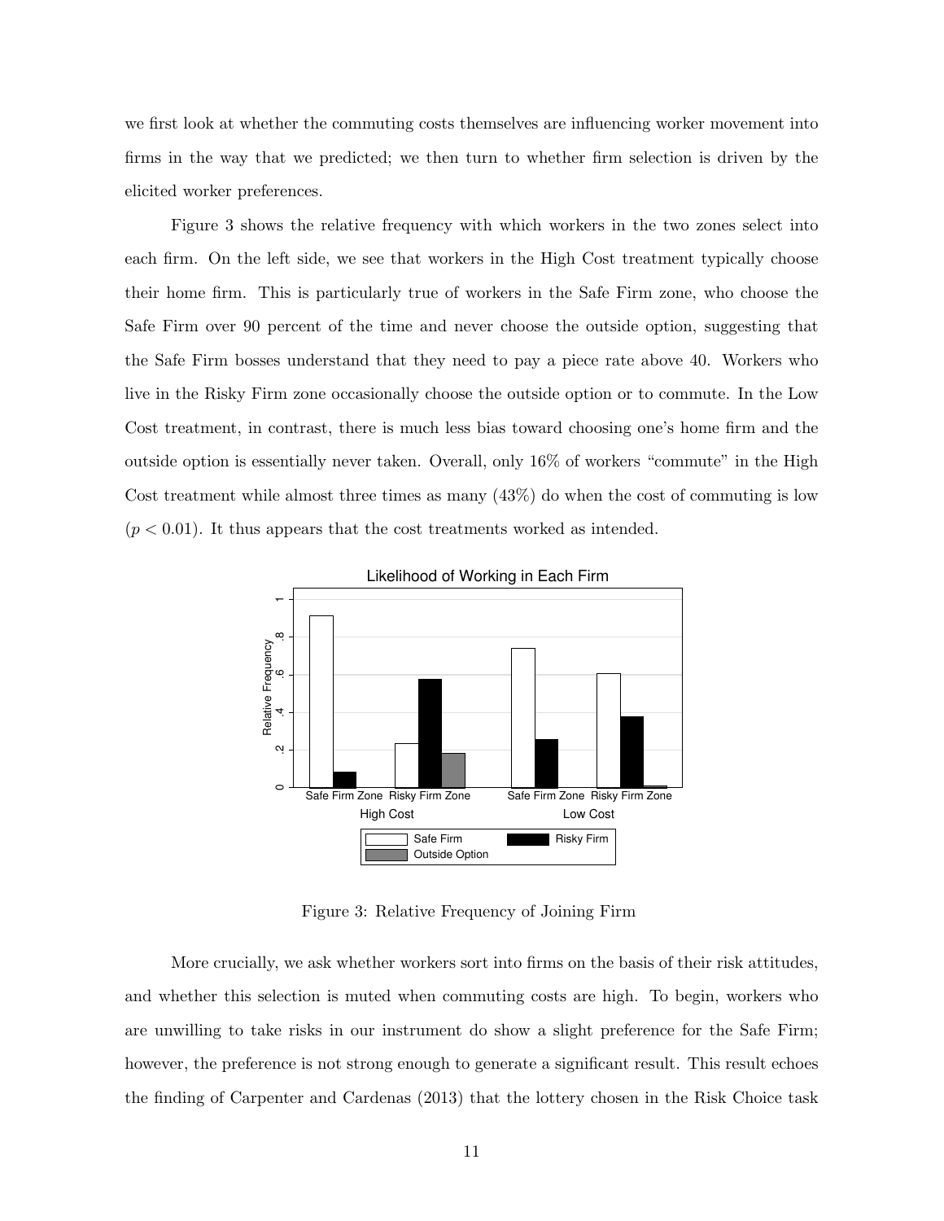we first look at whether the commuting costs themselves are influencing worker movement into firms in the way that we predicted; we then turn to whether firm selection is driven by the elicited worker preferences.

Figure 3 shows the relative frequency with which workers in the two zones select into each firm. On the left side, we see that workers in the High Cost treatment typically choose their home firm. This is particularly true of workers in the Safe Firm zone, who choose the Safe Firm over 90 percent of the time and never choose the outside option, suggesting that the Safe Firm bosses understand that they need to pay a piece rate above 40. Workers who live in the Risky Firm zone occasionally choose the outside option or to commute. In the Low Cost treatment, in contrast, there is much less bias toward choosing one's home firm and the outside option is essentially never taken. Overall, only 16% of workers "commute" in the High Cost treatment while almost three times as many (43%) do when the cost of commuting is low ($p < 0.01$). It thus appears that the cost treatments worked as intended.

Likelihood of Working in Each Firm

Relative Frequency

0 .2 .4 .6 .8 1

Safe Firm Zone Risky Firm Zone Safe Firm Zone Risky Firm Zone

High Cost Low Cost

Safe Firm Risky Firm Outside Option

Figure 3: Relative Frequency of Joining Firm

More crucially, we ask whether workers sort into firms on the basis of their risk attitudes, and whether this selection is muted when commuting costs are high. To begin, workers who are unwilling to take risks in our instrument do show a slight preference for the Safe Firm; however, the preference is not strong enough to generate a significant result. This result echoes the finding of Carpenter and Cardenas (2013) that the lottery chosen in the Risk Choice task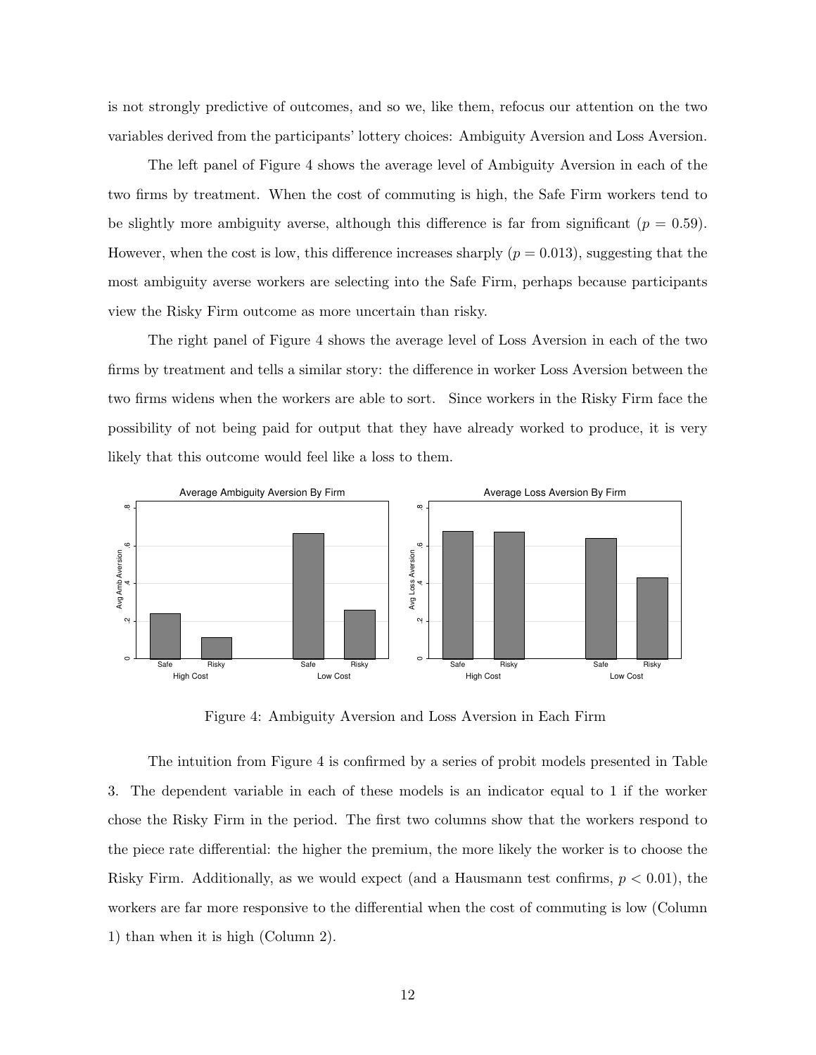is not strongly predictive of outcomes, and so we, like them, refocus our attention on the two variables derived from the participants' lottery choices: Ambiguity Aversion and Loss Aversion.

The left panel of Figure 4 shows the average level of Ambiguity Aversion in each of the two firms by treatment. When the cost of commuting is high, the Safe Firm workers tend to be slightly more ambiguity averse, although this difference is far from significant ($p = 0.59$). However, when the cost is low, this difference increases sharply ($p = 0.013$), suggesting that the most ambiguity averse workers are selecting into the Safe Firm, perhaps because participants view the Risky Firm outcome as more uncertain than risky.

The right panel of Figure 4 shows the average level of Loss Aversion in each of the two firms by treatment and tells a similar story: the difference in worker Loss Aversion between the two firms widens when the workers are able to sort. Since workers in the Risky Firm face the possibility of not being paid for output that they have already worked to produce, it is very likely that this outcome would feel like a loss to them.

Average Ambiguity Aversion By Firm

Avg Amb Aversion

0
.2
.4
.6
.8

Safe Risky Safe Risky

High Cost Low Cost

Average Loss Aversion By Firm

Avg Loss Aversion

0
.2
.4
.6
.8

Safe Risky Safe Risky

High Cost Low Cost

Figure 4: Ambiguity Aversion and Loss Aversion in Each Firm

The intuition from Figure 4 is confirmed by a series of probit models presented in Table 3. The dependent variable in each of these models is an indicator equal to 1 if the worker chose the Risky Firm in the period. The first two columns show that the workers respond to the piece rate differential: the higher the premium, the more likely the worker is to choose the Risky Firm. Additionally, as we would expect (and a Hausmann test confirms, $p < 0.01$), the workers are far more responsive to the differential when the cost of commuting is low (Column 1) than when it is high (Column 2).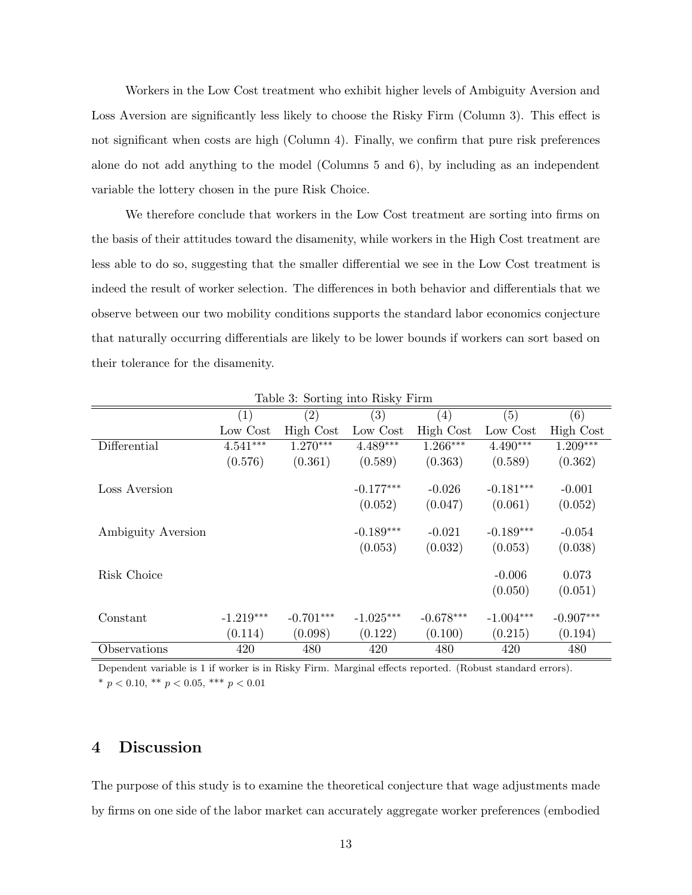Workers in the Low Cost treatment who exhibit higher levels of Ambiguity Aversion and Loss Aversion are significantly less likely to choose the Risky Firm (Column 3). This effect is not significant when costs are high (Column 4). Finally, we confirm that pure risk preferences alone do not add anything to the model (Columns 5 and 6), by including as an independent variable the lottery chosen in the pure Risk Choice.

We therefore conclude that workers in the Low Cost treatment are sorting into firms on the basis of their attitudes toward the disamenity, while workers in the High Cost treatment are less able to do so, suggesting that the smaller differential we see in the Low Cost treatment is indeed the result of worker selection. The differences in both behavior and differentials that we observe between our two mobility conditions supports the standard labor economics conjecture that naturally occurring differentials are likely to be lower bounds if workers can sort based on their tolerance for the disamenity.

Table 3: Sorting into Risky Firm

| | (1) | (2) | (3) | (4) | (5) | (6) |
|---|---|---|---|---|---|---|
| | Low Cost | High Cost | Low Cost | High Cost | Low Cost | High Cost |
| Differential | 4.541*** | 1.270*** | 4.489*** | 1.266*** | 4.490*** | 1.209*** |
| | (0.576) | (0.361) | (0.589) | (0.363) | (0.589) | (0.362) |
| Loss Aversion | | | -0.177*** | -0.026 | -0.181*** | -0.001 |
| | | | (0.052) | (0.047) | (0.061) | (0.052) |
| Ambiguity Aversion | | | -0.189*** | -0.021 | -0.189*** | -0.054 |
| | | | (0.053) | (0.032) | (0.053) | (0.038) |
| Risk Choice | | | | | -0.006 | 0.073 |
| | | | | | (0.050) | (0.051) |
| Constant | -1.219*** | -0.701*** | -1.025*** | -0.678*** | -1.004*** | -0.907*** |
| | (0.114) | (0.098) | (0.122) | (0.100) | (0.215) | (0.194) |
| Observations | 420 | 480 | 420 | 480 | 420 | 480 |

Dependent variable is 1 if worker is in Risky Firm. Marginal effects reported. (Robust standard errors).
* $p < 0.10$, ** $p < 0.05$, *** $p < 0.01$

## 4 Discussion

The purpose of this study is to examine the theoretical conjecture that wage adjustments made by firms on one side of the labor market can accurately aggregate worker preferences (embodied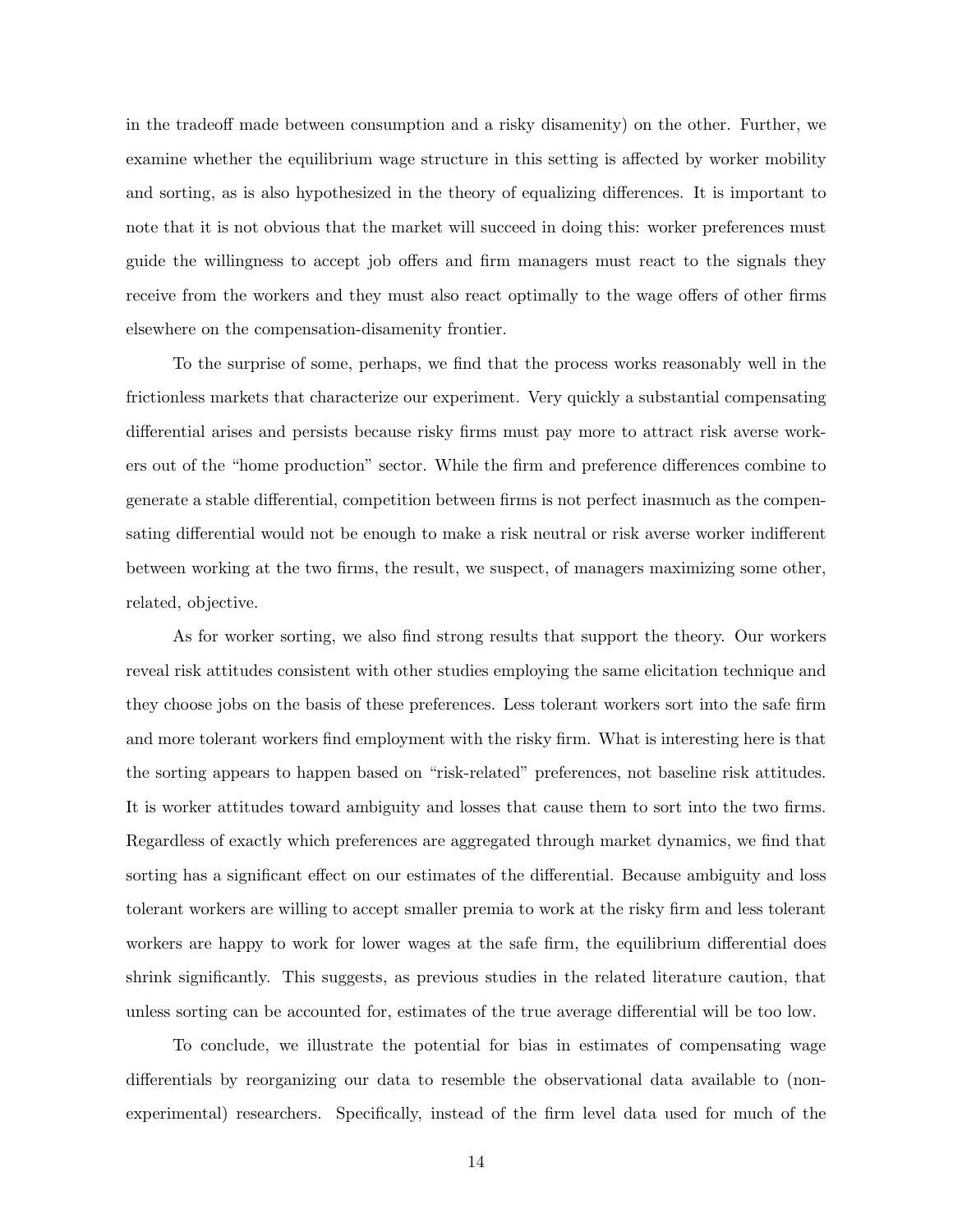in the tradeoff made between consumption and a risky disamenity) on the other. Further, we examine whether the equilibrium wage structure in this setting is affected by worker mobility and sorting, as is also hypothesized in the theory of equalizing differences. It is important to note that it is not obvious that the market will succeed in doing this: worker preferences must guide the willingness to accept job offers and firm managers must react to the signals they receive from the workers and they must also react optimally to the wage offers of other firms elsewhere on the compensation-disamenity frontier.

To the surprise of some, perhaps, we find that the process works reasonably well in the frictionless markets that characterize our experiment. Very quickly a substantial compensating differential arises and persists because risky firms must pay more to attract risk averse workers out of the "home production" sector. While the firm and preference differences combine to generate a stable differential, competition between firms is not perfect inasmuch as the compensating differential would not be enough to make a risk neutral or risk averse worker indifferent between working at the two firms, the result, we suspect, of managers maximizing some other, related, objective.

As for worker sorting, we also find strong results that support the theory. Our workers reveal risk attitudes consistent with other studies employing the same elicitation technique and they choose jobs on the basis of these preferences. Less tolerant workers sort into the safe firm and more tolerant workers find employment with the risky firm. What is interesting here is that the sorting appears to happen based on "risk-related" preferences, not baseline risk attitudes. It is worker attitudes toward ambiguity and losses that cause them to sort into the two firms. Regardless of exactly which preferences are aggregated through market dynamics, we find that sorting has a significant effect on our estimates of the differential. Because ambiguity and loss tolerant workers are willing to accept smaller premia to work at the risky firm and less tolerant workers are happy to work for lower wages at the safe firm, the equilibrium differential does shrink significantly. This suggests, as previous studies in the related literature caution, that unless sorting can be accounted for, estimates of the true average differential will be too low.

To conclude, we illustrate the potential for bias in estimates of compensating wage differentials by reorganizing our data to resemble the observational data available to (non-experimental) researchers. Specifically, instead of the firm level data used for much of the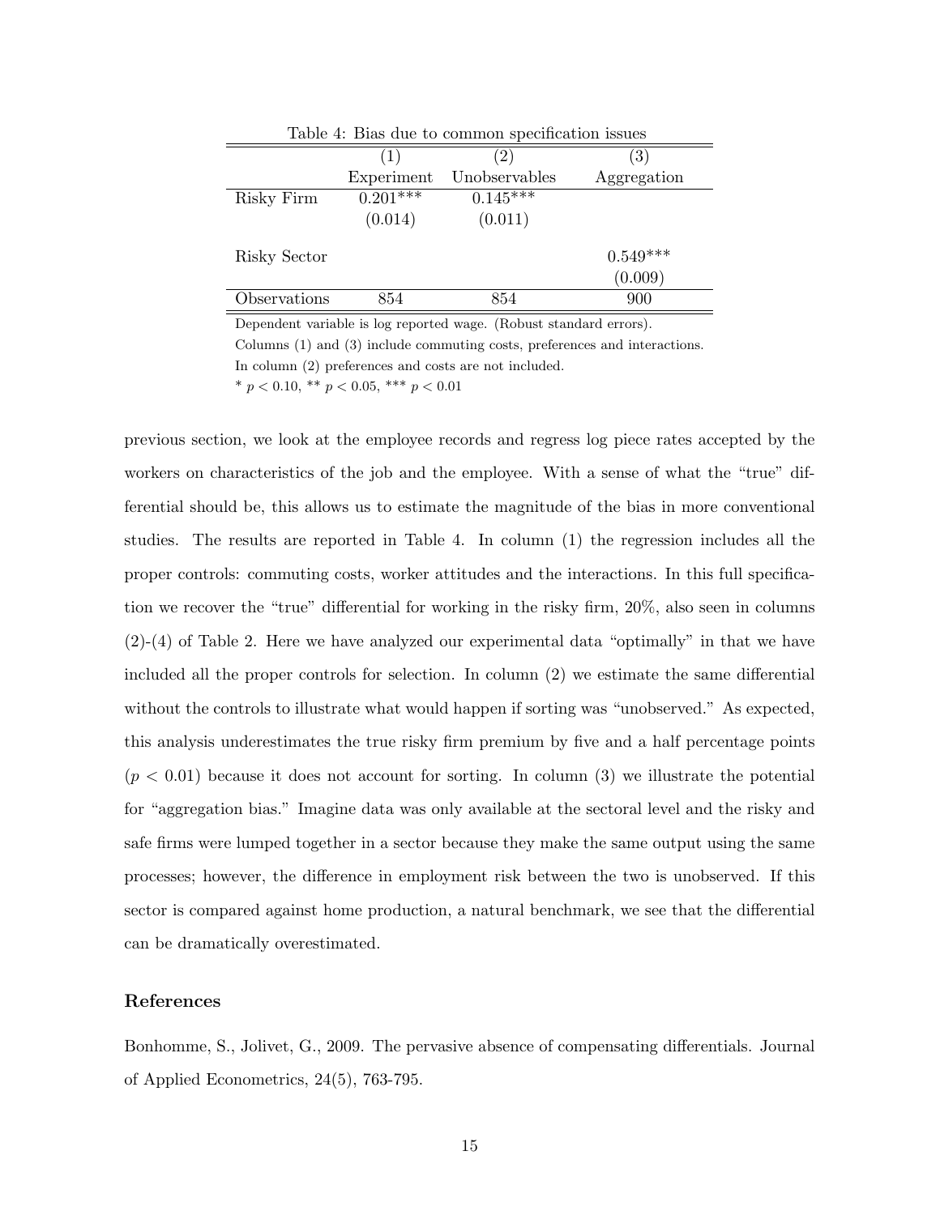Table 4: Bias due to common specification issues

| | (1) | (2) | (3) |
|---|---|---|---|
| | Experiment | Unobservables | Aggregation |
| Risky Firm | 0.201*** | 0.145*** | |
| | (0.014) | (0.011) | |
| Risky Sector | | | 0.549*** |
| | | | (0.009) |
| Observations | 854 | 854 | 900 |

Dependent variable is log reported wage. (Robust standard errors).

Columns (1) and (3) include commuting costs, preferences and interactions.

In column (2) preferences and costs are not included.

* $p < 0.10$, ** $p < 0.05$, *** $p < 0.01$

previous section, we look at the employee records and regress log piece rates accepted by the workers on characteristics of the job and the employee. With a sense of what the "true" differential should be, this allows us to estimate the magnitude of the bias in more conventional studies. The results are reported in Table 4. In column (1) the regression includes all the proper controls: commuting costs, worker attitudes and the interactions. In this full specification we recover the "true" differential for working in the risky firm, 20%, also seen in columns (2)-(4) of Table 2. Here we have analyzed our experimental data "optimally" in that we have included all the proper controls for selection. In column (2) we estimate the same differential without the controls to illustrate what would happen if sorting was "unobserved." As expected, this analysis underestimates the true risky firm premium by five and a half percentage points ($p < 0.01$) because it does not account for sorting. In column (3) we illustrate the potential for "aggregation bias." Imagine data was only available at the sectoral level and the risky and safe firms were lumped together in a sector because they make the same output using the same processes; however, the difference in employment risk between the two is unobserved. If this sector is compared against home production, a natural benchmark, we see that the differential can be dramatically overestimated.

## References

Bonhomme, S., Jolivet, G., 2009. The pervasive absence of compensating differentials. Journal of Applied Econometrics, 24(5), 763-795.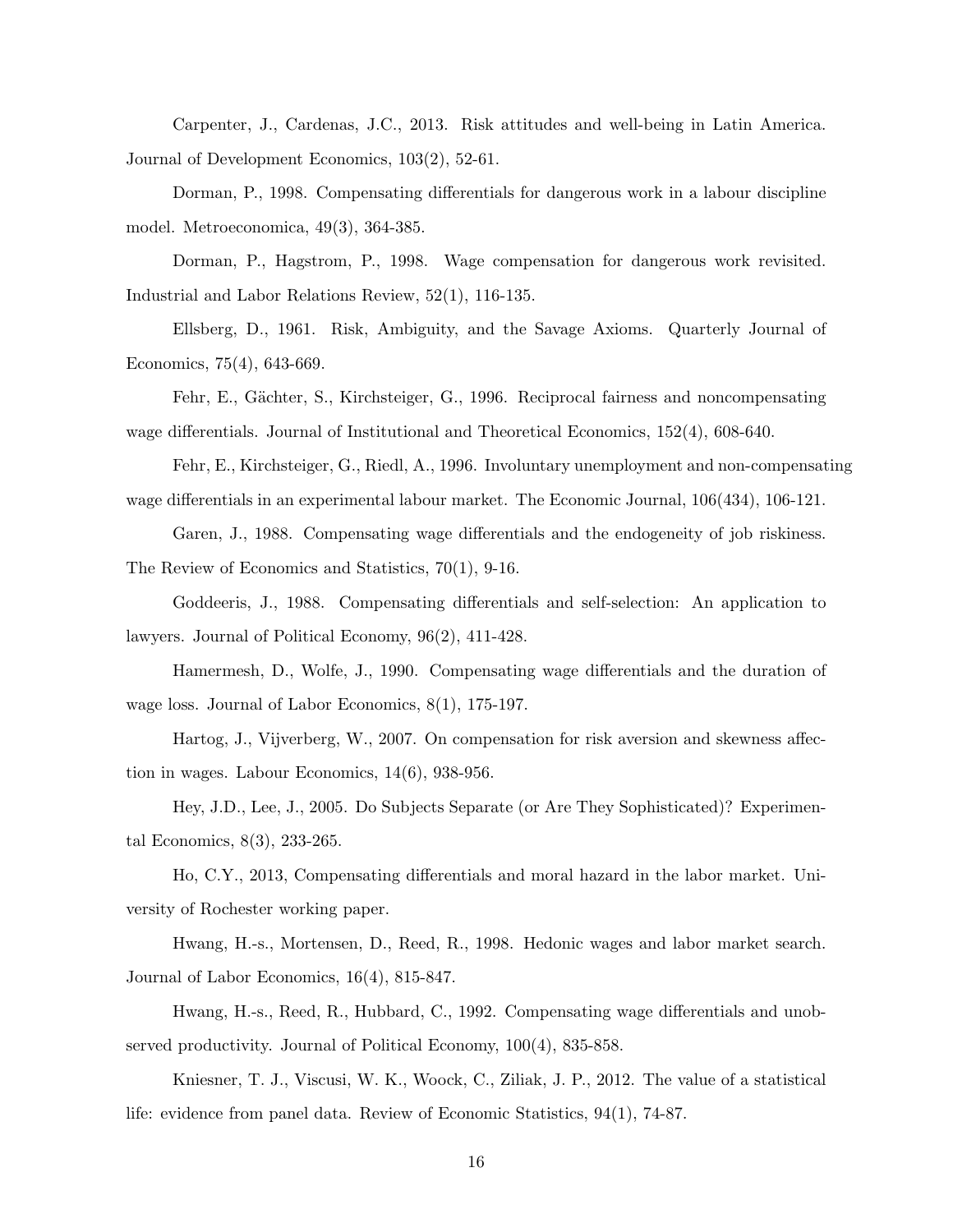Carpenter, J., Cardenas, J.C., 2013. Risk attitudes and well-being in Latin America. Journal of Development Economics, 103(2), 52-61.

Dorman, P., 1998. Compensating differentials for dangerous work in a labour discipline model. Metroeconomica, 49(3), 364-385.

Dorman, P., Hagstrom, P., 1998. Wage compensation for dangerous work revisited. Industrial and Labor Relations Review, 52(1), 116-135.

Ellsberg, D., 1961. Risk, Ambiguity, and the Savage Axioms. Quarterly Journal of Economics, 75(4), 643-669.

Fehr, E., Gächter, S., Kirchsteiger, G., 1996. Reciprocal fairness and noncompensating wage differentials. Journal of Institutional and Theoretical Economics, 152(4), 608-640.

Fehr, E., Kirchsteiger, G., Riedl, A., 1996. Involuntary unemployment and non-compensating wage differentials in an experimental labour market. The Economic Journal, 106(434), 106-121.

Garen, J., 1988. Compensating wage differentials and the endogeneity of job riskiness. The Review of Economics and Statistics, 70(1), 9-16.

Goddeeris, J., 1988. Compensating differentials and self-selection: An application to lawyers. Journal of Political Economy, 96(2), 411-428.

Hamermesh, D., Wolfe, J., 1990. Compensating wage differentials and the duration of wage loss. Journal of Labor Economics, 8(1), 175-197.

Hartog, J., Vijverberg, W., 2007. On compensation for risk aversion and skewness affection in wages. Labour Economics, 14(6), 938-956.

Hey, J.D., Lee, J., 2005. Do Subjects Separate (or Are They Sophisticated)? Experimental Economics, 8(3), 233-265.

Ho, C.Y., 2013, Compensating differentials and moral hazard in the labor market. University of Rochester working paper.

Hwang, H.-s., Mortensen, D., Reed, R., 1998. Hedonic wages and labor market search. Journal of Labor Economics, 16(4), 815-847.

Hwang, H.-s., Reed, R., Hubbard, C., 1992. Compensating wage differentials and unobserved productivity. Journal of Political Economy, 100(4), 835-858.

Kniesner, T. J., Viscusi, W. K., Woock, C., Ziliak, J. P., 2012. The value of a statistical life: evidence from panel data. Review of Economic Statistics, 94(1), 74-87.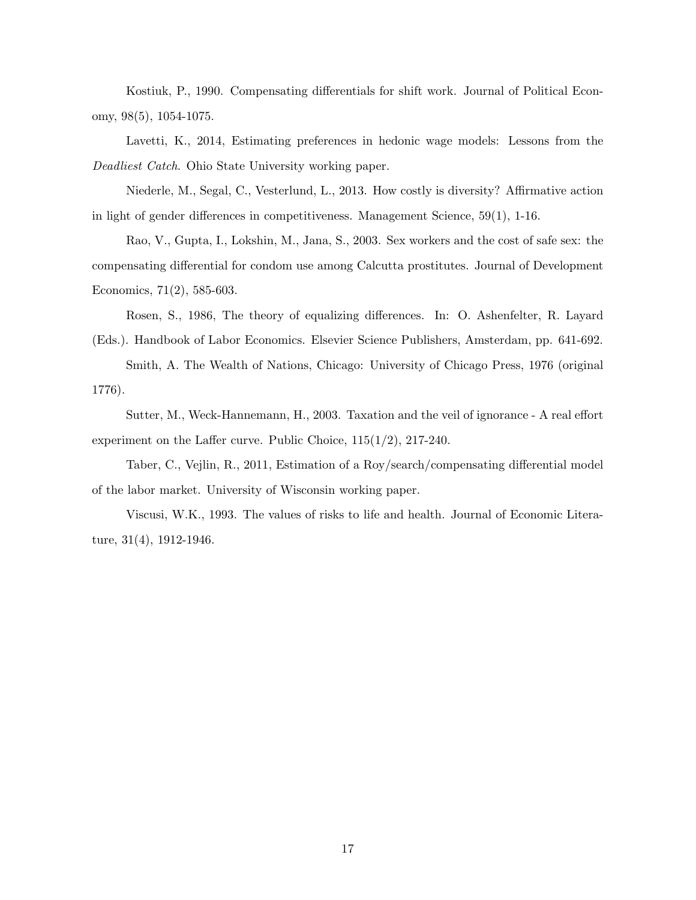Kostiuk, P., 1990. Compensating differentials for shift work. Journal of Political Economy, 98(5), 1054-1075.

Lavetti, K., 2014, Estimating preferences in hedonic wage models: Lessons from the *Deadliest Catch*. Ohio State University working paper.

Niederle, M., Segal, C., Vesterlund, L., 2013. How costly is diversity? Affirmative action in light of gender differences in competitiveness. Management Science, 59(1), 1-16.

Rao, V., Gupta, I., Lokshin, M., Jana, S., 2003. Sex workers and the cost of safe sex: the compensating differential for condom use among Calcutta prostitutes. Journal of Development Economics, 71(2), 585-603.

Rosen, S., 1986, The theory of equalizing differences. In: O. Ashenfelter, R. Layard (Eds.). Handbook of Labor Economics. Elsevier Science Publishers, Amsterdam, pp. 641-692.

Smith, A. The Wealth of Nations, Chicago: University of Chicago Press, 1976 (original 1776).

Sutter, M., Weck-Hannemann, H., 2003. Taxation and the veil of ignorance - A real effort experiment on the Laffer curve. Public Choice, 115(1/2), 217-240.

Taber, C., Vejlin, R., 2011, Estimation of a Roy/search/compensating differential model of the labor market. University of Wisconsin working paper.

Viscusi, W.K., 1993. The values of risks to life and health. Journal of Economic Literature, 31(4), 1912-1946.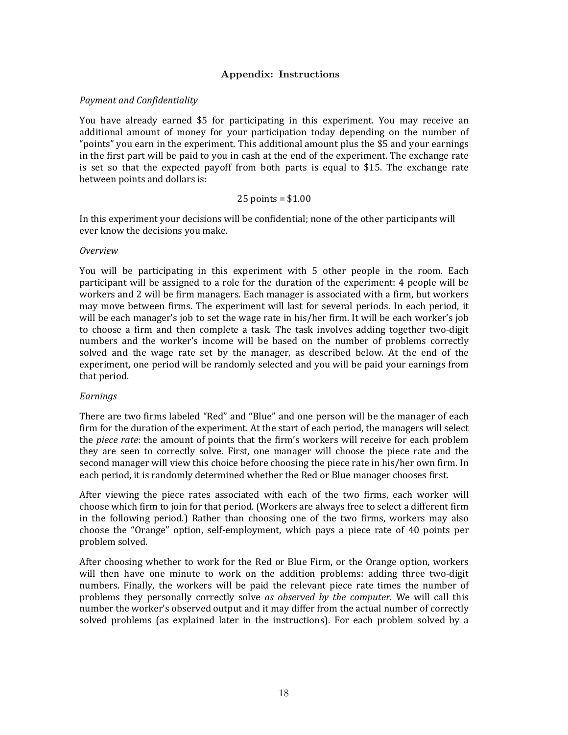## Appendix: Instructions

*Payment and Confidentiality*

You have already earned $5 for participating in this experiment. You may receive an additional amount of money for your participation today depending on the number of "points" you earn in the experiment. This additional amount plus the $5 and your earnings in the first part will be paid to you in cash at the end of the experiment. The exchange rate is set so that the expected payoff from both parts is equal to $15. The exchange rate between points and dollars is:

25 points = $1.00

In this experiment your decisions will be confidential; none of the other participants will ever know the decisions you make.

*Overview*

You will be participating in this experiment with 5 other people in the room. Each participant will be assigned to a role for the duration of the experiment: 4 people will be workers and 2 will be firm managers. Each manager is associated with a firm, but workers may move between firms. The experiment will last for several periods. In each period, it will be each manager's job to set the wage rate in his/her firm. It will be each worker's job to choose a firm and then complete a task. The task involves adding together two-digit numbers and the worker's income will be based on the number of problems correctly solved and the wage rate set by the manager, as described below. At the end of the experiment, one period will be randomly selected and you will be paid your earnings from that period.

*Earnings*

There are two firms labeled "Red" and "Blue" and one person will be the manager of each firm for the duration of the experiment. At the start of each period, the managers will select the *piece rate*: the amount of points that the firm's workers will receive for each problem they are seen to correctly solve. First, one manager will choose the piece rate and the second manager will view this choice before choosing the piece rate in his/her own firm. In each period, it is randomly determined whether the Red or Blue manager chooses first.

After viewing the piece rates associated with each of the two firms, each worker will choose which firm to join for that period. (Workers are always free to select a different firm in the following period.) Rather than choosing one of the two firms, workers may also choose the "Orange" option, self-employment, which pays a piece rate of 40 points per problem solved.

After choosing whether to work for the Red or Blue Firm, or the Orange option, workers will then have one minute to work on the addition problems: adding three two-digit numbers. Finally, the workers will be paid the relevant piece rate times the number of problems they personally correctly solve *as observed by the computer*. We will call this number the worker's observed output and it may differ from the actual number of correctly solved problems (as explained later in the instructions). For each problem solved by a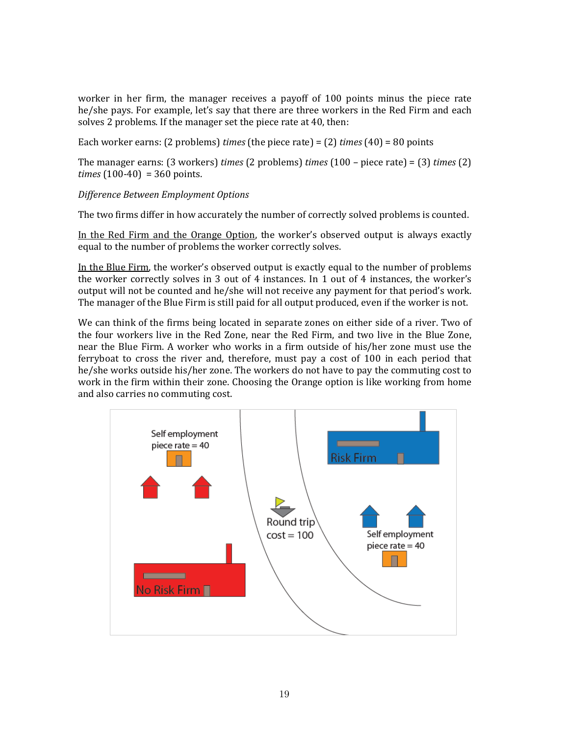worker in her firm, the manager receives a payoff of 100 points minus the piece rate he/she pays. For example, let's say that there are three workers in the Red Firm and each solves 2 problems. If the manager set the piece rate at 40, then:

Each worker earns: (2 problems) *times* (the piece rate) = (2) *times* (40) = 80 points

The manager earns: (3 workers) *times* (2 problems) *times* (100 – piece rate) = (3) *times* (2) *times* (100-40) = 360 points.

*Difference Between Employment Options*

The two firms differ in how accurately the number of correctly solved problems is counted.

In the Red Firm and the Orange Option, the worker's observed output is always exactly equal to the number of problems the worker correctly solves.

In the Blue Firm, the worker's observed output is exactly equal to the number of problems the worker correctly solves in 3 out of 4 instances. In 1 out of 4 instances, the worker's output will not be counted and he/she will not receive any payment for that period's work. The manager of the Blue Firm is still paid for all output produced, even if the worker is not.

We can think of the firms being located in separate zones on either side of a river. Two of the four workers live in the Red Zone, near the Red Firm, and two live in the Blue Zone, near the Blue Firm. A worker who works in a firm outside of his/her zone must use the ferryboat to cross the river and, therefore, must pay a cost of 100 in each period that he/she works outside his/her zone. The workers do not have to pay the commuting cost to work in the firm within their zone. Choosing the Orange option is like working from home and also carries no commuting cost.

Self employment
piece rate = 40

Risk Firm

Round trip
cost = 100

Self employment
piece rate = 40

No Risk Firm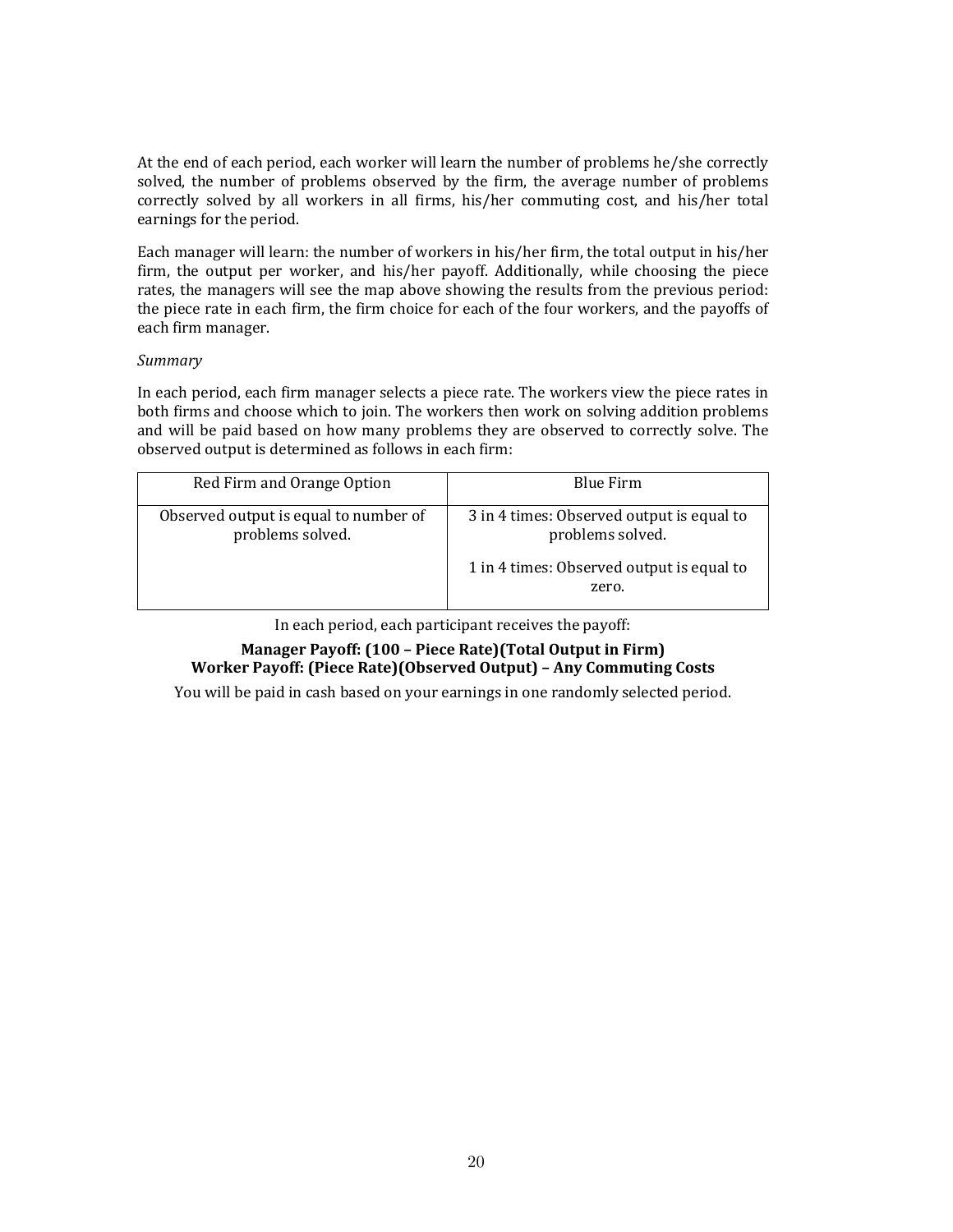At the end of each period, each worker will learn the number of problems he/she correctly solved, the number of problems observed by the firm, the average number of problems correctly solved by all workers in all firms, his/her commuting cost, and his/her total earnings for the period.

Each manager will learn: the number of workers in his/her firm, the total output in his/her firm, the output per worker, and his/her payoff. Additionally, while choosing the piece rates, the managers will see the map above showing the results from the previous period: the piece rate in each firm, the firm choice for each of the four workers, and the payoffs of each firm manager.

*Summary*

In each period, each firm manager selects a piece rate. The workers view the piece rates in both firms and choose which to join. The workers then work on solving addition problems and will be paid based on how many problems they are observed to correctly solve. The observed output is determined as follows in each firm:

| Red Firm and Orange Option | Blue Firm |
|---|---|
| Observed output is equal to number of problems solved. | 3 in 4 times: Observed output is equal to problems solved.<br><br>1 in 4 times: Observed output is equal to zero. |

In each period, each participant receives the payoff:

**Manager Payoff: (100 – Piece Rate)(Total Output in Firm)**
**Worker Payoff: (Piece Rate)(Observed Output) – Any Commuting Costs**

You will be paid in cash based on your earnings in one randomly selected period.